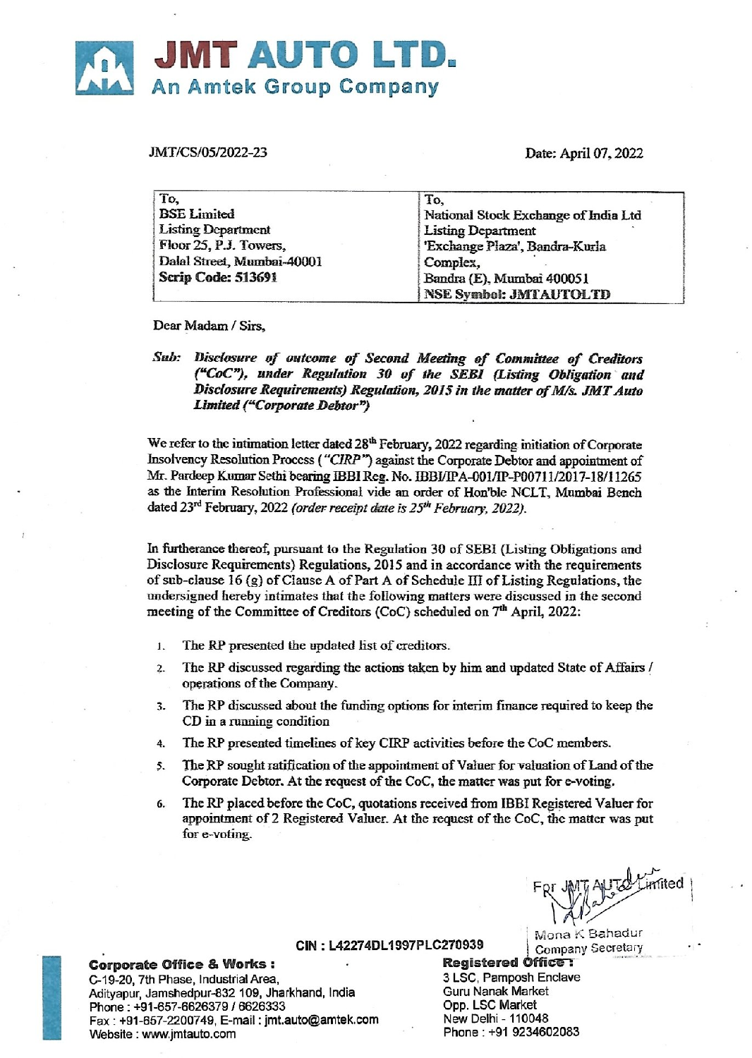# JMT AUTO LTD.

An Amtek Group Company

JMT/CS/05/2022-23

Date: April 07, 2022

| To, | To, |
|---|---|
| BSE Limited | National Stock Exchange of India Ltd |
| Listing Department | Listing Department |
| Floor 25, P.J. Towers, | 'Exchange Plaza', Bandra-Kurla |
| Dalal Street, Mumbai-40001 | Complex, |
| **Scrip Code: 513691** | Bandra (E), Mumbai 400051 |
| | **NSE Symbol: JMTAUTOLTD** |

Dear Madam / Sirs,

***Sub: Disclosure of outcome of Second Meeting of Committee of Creditors ("CoC"), under Regulation 30 of the SEBI (Listing Obligation and Disclosure Requirements) Regulation, 2015 in the matter of M/s. JMT Auto Limited ("Corporate Debtor")***

We refer to the intimation letter dated 28th February, 2022 regarding initiation of Corporate Insolvency Resolution Process (*"CIRP"*) against the Corporate Debtor and appointment of Mr. Pardeep Kumar Sethi bearing IBBI Reg. No. IBBI/IPA-001/IP-P00711/2017-18/11265 as the Interim Resolution Professional vide an order of Hon'ble NCLT, Mumbai Bench dated 23rd February, 2022 *(order receipt date is 25th February, 2022)*.

In furtherance thereof, pursuant to the Regulation 30 of SEBI (Listing Obligations and Disclosure Requirements) Regulations, 2015 and in accordance with the requirements of sub-clause 16 (g) of Clause A of Part A of Schedule III of Listing Regulations, the undersigned hereby intimates that the following matters were discussed in the second meeting of the Committee of Creditors (CoC) scheduled on 7th April, 2022:

1. The RP presented the updated list of creditors.
2. The RP discussed regarding the actions taken by him and updated State of Affairs / operations of the Company.
3. The RP discussed about the funding options for interim finance required to keep the CD in a running condition
4. The RP presented timelines of key CIRP activities before the CoC members.
5. The RP sought ratification of the appointment of Valuer for valuation of Land of the Corporate Debtor. At the request of the CoC, the matter was put for e-voting.
6. The RP placed before the CoC, quotations received from IBBI Registered Valuer for appointment of 2 Registered Valuer. At the request of the CoC, the matter was put for e-voting.

For JMT AUTO Limited

Mona K Bahadur
Company Secretary

CIN : L42274DL1997PLC270939

**Corporate Office & Works :**
C-19-20, 7th Phase, Industrial Area,
Adityapur, Jamshedpur-832 109, Jharkhand, India
Phone : +91-657-6626379 / 6626333
Fax : +91-657-2200749, E-mail : jmt.auto@amtek.com
Website : www.jmtauto.com

**Registered Office :**
3 LSC, Pamposh Enclave
Guru Nanak Market
Opp. LSC Market
New Delhi - 110048
Phone : +91 9234602083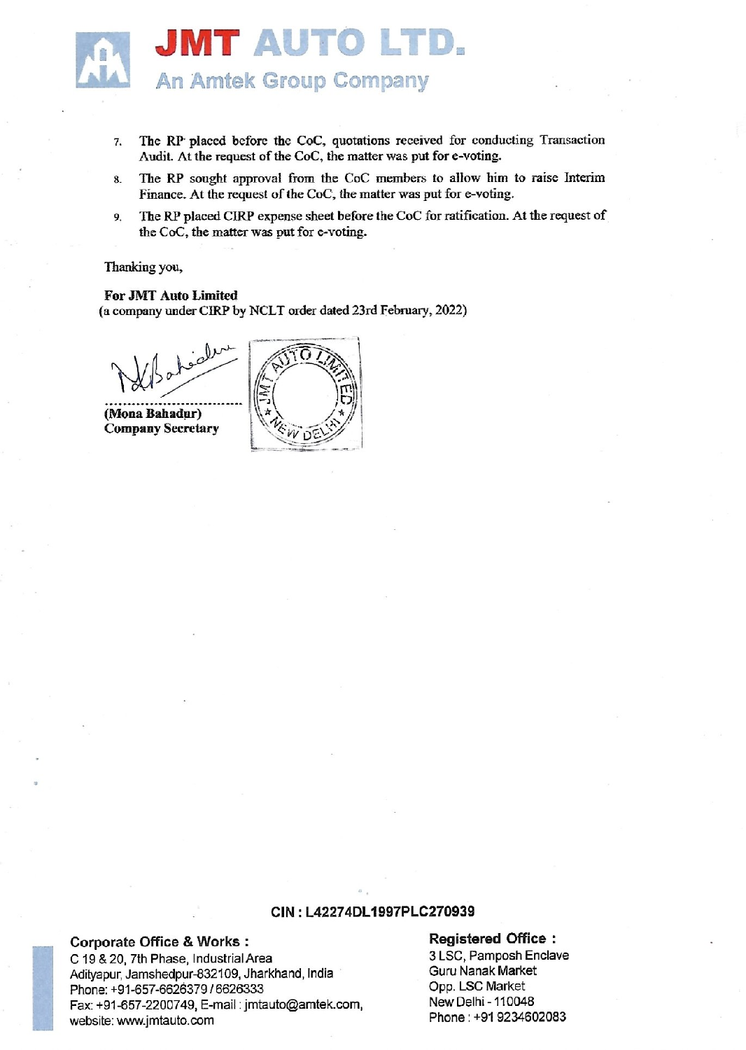7. The RP placed before the CoC, quotations received for conducting Transaction Audit. At the request of the CoC, the matter was put for e-voting.
8. The RP sought approval from the CoC members to allow him to raise Interim Finance. At the request of the CoC, the matter was put for e-voting.
9. The RP placed CIRP expense sheet before the CoC for ratification. At the request of the CoC, the matter was put for e-voting.

Thanking you,

**For JMT Auto Limited**
(a company under CIRP by NCLT order dated 23rd February, 2022)

**(Mona Bahadur)**
**Company Secretary**

CIN : L42274DL1997PLC270939

**Corporate Office & Works :**
C 19 & 20, 7th Phase, Industrial Area
Adityapur, Jamshedpur-832109, Jharkhand, India
Phone: +91-657-6626379 / 6626333
Fax: +91-657-2200749, E-mail : jmtauto@amtek.com,
website: www.jmtauto.com

**Registered Office :**
3 LSC, Pamposh Enclave
Guru Nanak Market
Opp. LSC Market
New Delhi - 110048
Phone : +91 9234602083